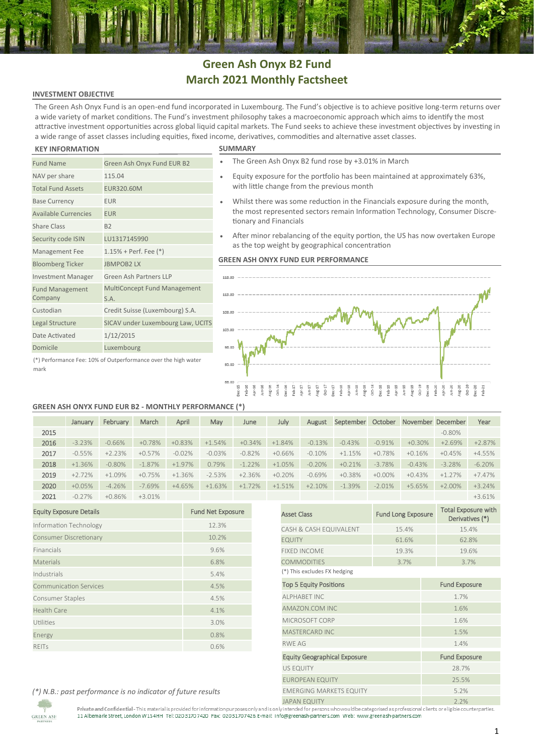# Green Ash Onyx B2 Fund
# March 2021 Monthly Factsheet

## INVESTMENT OBJECTIVE

The Green Ash Onyx Fund is an open-end fund incorporated in Luxembourg. The Fund's objective is to achieve positive long-term returns over a wide variety of market conditions. The Fund's investment philosophy takes a macroeconomic approach which aims to identify the most attractive investment opportunities across global liquid capital markets. The Fund seeks to achieve these investment objectives by investing in a wide range of asset classes including equities, fixed income, derivatives, commodities and alternative asset classes.

## KEY INFORMATION

| | |
|---|---|
| Fund Name | Green Ash Onyx Fund EUR B2 |
| NAV per share | 115.04 |
| Total Fund Assets | EUR320.60M |
| Base Currency | EUR |
| Available Currencies | EUR |
| Share Class | B2 |
| Security code ISIN | LU1317145990 |
| Management Fee | 1.15% + Perf. Fee (*) |
| Bloomberg Ticker | JBMPOB2 LX |
| Investment Manager | Green Ash Partners LLP |
| Fund Management Company | MultiConcept Fund Management S.A. |
| Custodian | Credit Suisse (Luxembourg) S.A. |
| Legal Structure | SICAV under Luxembourg Law, UCITS |
| Date Activated | 1/12/2015 |
| Domicile | Luxembourg |

(*) Performance Fee: 10% of Outperformance over the high water mark

## SUMMARY

- The Green Ash Onyx B2 fund rose by +3.01% in March
- Equity exposure for the portfolio has been maintained at approximately 63%, with little change from the previous month
- Whilst there was some reduction in the Financials exposure during the month, the most represented sectors remain Information Technology, Consumer Discretionary and Financials
- After minor rebalancing of the equity portion, the US has now overtaken Europe as the top weight by geographical concentration

## GREEN ASH ONYX FUND EUR PERFORMANCE

## GREEN ASH ONYX FUND EUR B2 - MONTHLY PERFORMANCE (*)

| | January | February | March | April | May | June | July | August | September | October | November | December | Year |
|---|---|---|---|---|---|---|---|---|---|---|---|---|---|
| 2015 | | | | | | | | | | | | -0.80% | |
| 2016 | -3.23% | -0.66% | +0.78% | +0.83% | +1.54% | +0.34% | +1.84% | -0.13% | -0.43% | -0.91% | +0.30% | +2.69% | +2.87% |
| 2017 | -0.55% | +2.23% | +0.57% | -0.02% | -0.03% | -0.82% | +0.66% | -0.10% | +1.15% | +0.78% | +0.16% | +0.45% | +4.55% |
| 2018 | +1.36% | -0.80% | -1.87% | +1.97% | 0.79% | -1.22% | +1.05% | -0.20% | +0.21% | -3.78% | -0.43% | -3.28% | -6.20% |
| 2019 | +2.72% | +1.09% | +0.75% | +1.36% | -2.53% | +2.36% | +0.20% | -0.69% | +0.38% | +0.00% | +0.43% | +1.27% | +7.47% |
| 2020 | +0.05% | -4.26% | -7.69% | +4.65% | +1.63% | +1.72% | +1.51% | +2.10% | -1.39% | -2.01% | +5.65% | +2.00% | +3.24% |
| 2021 | -0.27% | +0.86% | +3.01% | | | | | | | | | | +3.61% |

| Equity Exposure Details | Fund Net Exposure |
|---|---|
| Information Technology | 12.3% |
| Consumer Discretionary | 10.2% |
| Financials | 9.6% |
| Materials | 6.8% |
| Industrials | 5.4% |
| Communication Services | 4.5% |
| Consumer Staples | 4.5% |
| Health Care | 4.1% |
| Utilities | 3.0% |
| Energy | 0.8% |
| REITs | 0.6% |

| Asset Class | Fund Long Exposure | Total Exposure with Derivatives (*) |
|---|---|---|
| CASH & CASH EQUIVALENT | 15.4% | 15.4% |
| EQUITY | 61.6% | 62.8% |
| FIXED INCOME | 19.3% | 19.6% |
| COMMODITIES | 3.7% | 3.7% |

(*) This excludes FX hedging

| Top 5 Equity Positions | Fund Exposure |
|---|---|
| ALPHABET INC | 1.7% |
| AMAZON.COM INC | 1.6% |
| MICROSOFT CORP | 1.6% |
| MASTERCARD INC | 1.5% |
| RWE AG | 1.4% |

| Equity Geographical Exposure | Fund Exposure |
|---|---|
| US EQUITY | 28.7% |
| EUROPEAN EQUITY | 25.5% |
| EMERGING MARKETS EQUITY | 5.2% |
| JAPAN EQUITY | 2.2% |

*(*) N.B.: past performance is no indicator of future results*

**Private and Confidential** - This material is provided for information purposes only and is only intended for persons who would be categorised as professional clients or eligible counterparties.
11 Albemarle Street, London W1S 4HH Tel: 02031707420 Fax: 02031707426 E-mail: info@greenash-partners.com Web: www.greenash-partners.com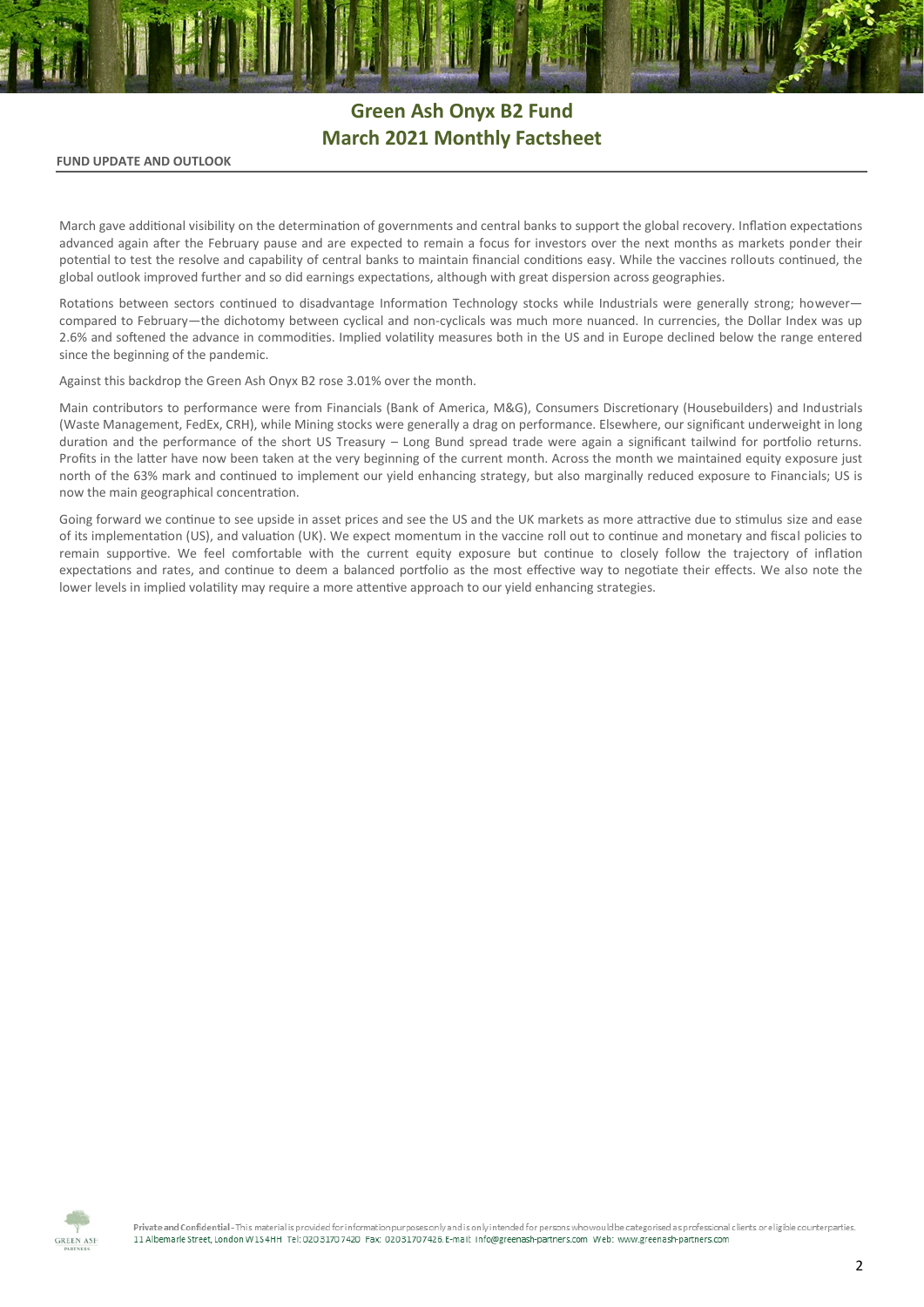# Green Ash Onyx B2 Fund
# March 2021 Monthly Factsheet

**FUND UPDATE AND OUTLOOK**

March gave additional visibility on the determination of governments and central banks to support the global recovery. Inflation expectations advanced again after the February pause and are expected to remain a focus for investors over the next months as markets ponder their potential to test the resolve and capability of central banks to maintain financial conditions easy. While the vaccines rollouts continued, the global outlook improved further and so did earnings expectations, although with great dispersion across geographies.

Rotations between sectors continued to disadvantage Information Technology stocks while Industrials were generally strong; however—compared to February—the dichotomy between cyclical and non-cyclicals was much more nuanced. In currencies, the Dollar Index was up 2.6% and softened the advance in commodities. Implied volatility measures both in the US and in Europe declined below the range entered since the beginning of the pandemic.

Against this backdrop the Green Ash Onyx B2 rose 3.01% over the month.

Main contributors to performance were from Financials (Bank of America, M&G), Consumers Discretionary (Housebuilders) and Industrials (Waste Management, FedEx, CRH), while Mining stocks were generally a drag on performance. Elsewhere, our significant underweight in long duration and the performance of the short US Treasury – Long Bund spread trade were again a significant tailwind for portfolio returns. Profits in the latter have now been taken at the very beginning of the current month. Across the month we maintained equity exposure just north of the 63% mark and continued to implement our yield enhancing strategy, but also marginally reduced exposure to Financials; US is now the main geographical concentration.

Going forward we continue to see upside in asset prices and see the US and the UK markets as more attractive due to stimulus size and ease of its implementation (US), and valuation (UK). We expect momentum in the vaccine roll out to continue and monetary and fiscal policies to remain supportive. We feel comfortable with the current equity exposure but continue to closely follow the trajectory of inflation expectations and rates, and continue to deem a balanced portfolio as the most effective way to negotiate their effects. We also note the lower levels in implied volatility may require a more attentive approach to our yield enhancing strategies.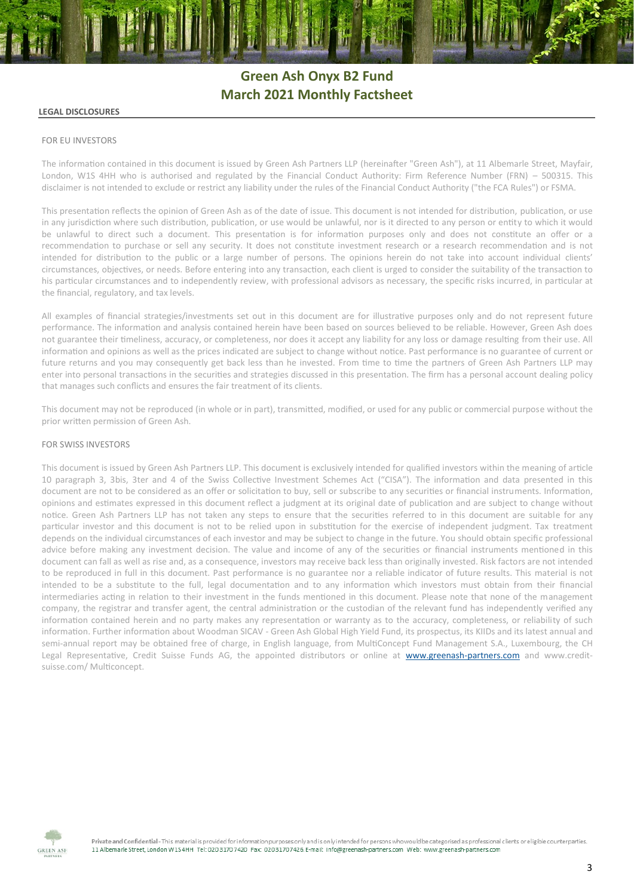# Green Ash Onyx B2 Fund
# March 2021 Monthly Factsheet

## LEGAL DISCLOSURES

FOR EU INVESTORS

The information contained in this document is issued by Green Ash Partners LLP (hereinafter "Green Ash"), at 11 Albemarle Street, Mayfair, London, W1S 4HH who is authorised and regulated by the Financial Conduct Authority: Firm Reference Number (FRN) – 500315. This disclaimer is not intended to exclude or restrict any liability under the rules of the Financial Conduct Authority ("the FCA Rules") or FSMA.

This presentation reflects the opinion of Green Ash as of the date of issue. This document is not intended for distribution, publication, or use in any jurisdiction where such distribution, publication, or use would be unlawful, nor is it directed to any person or entity to which it would be unlawful to direct such a document. This presentation is for information purposes only and does not constitute an offer or a recommendation to purchase or sell any security. It does not constitute investment research or a research recommendation and is not intended for distribution to the public or a large number of persons. The opinions herein do not take into account individual clients' circumstances, objectives, or needs. Before entering into any transaction, each client is urged to consider the suitability of the transaction to his particular circumstances and to independently review, with professional advisors as necessary, the specific risks incurred, in particular at the financial, regulatory, and tax levels.

All examples of financial strategies/investments set out in this document are for illustrative purposes only and do not represent future performance. The information and analysis contained herein have been based on sources believed to be reliable. However, Green Ash does not guarantee their timeliness, accuracy, or completeness, nor does it accept any liability for any loss or damage resulting from their use. All information and opinions as well as the prices indicated are subject to change without notice. Past performance is no guarantee of current or future returns and you may consequently get back less than he invested. From time to time the partners of Green Ash Partners LLP may enter into personal transactions in the securities and strategies discussed in this presentation. The firm has a personal account dealing policy that manages such conflicts and ensures the fair treatment of its clients.

This document may not be reproduced (in whole or in part), transmitted, modified, or used for any public or commercial purpose without the prior written permission of Green Ash.

FOR SWISS INVESTORS

This document is issued by Green Ash Partners LLP. This document is exclusively intended for qualified investors within the meaning of article 10 paragraph 3, 3bis, 3ter and 4 of the Swiss Collective Investment Schemes Act ("CISA"). The information and data presented in this document are not to be considered as an offer or solicitation to buy, sell or subscribe to any securities or financial instruments. Information, opinions and estimates expressed in this document reflect a judgment at its original date of publication and are subject to change without notice. Green Ash Partners LLP has not taken any steps to ensure that the securities referred to in this document are suitable for any particular investor and this document is not to be relied upon in substitution for the exercise of independent judgment. Tax treatment depends on the individual circumstances of each investor and may be subject to change in the future. You should obtain specific professional advice before making any investment decision. The value and income of any of the securities or financial instruments mentioned in this document can fall as well as rise and, as a consequence, investors may receive back less than originally invested. Risk factors are not intended to be reproduced in full in this document. Past performance is no guarantee nor a reliable indicator of future results. This material is not intended to be a substitute to the full, legal documentation and to any information which investors must obtain from their financial intermediaries acting in relation to their investment in the funds mentioned in this document. Please note that none of the management company, the registrar and transfer agent, the central administration or the custodian of the relevant fund has independently verified any information contained herein and no party makes any representation or warranty as to the accuracy, completeness, or reliability of such information. Further information about Woodman SICAV - Green Ash Global High Yield Fund, its prospectus, its KIIDs and its latest annual and semi-annual report may be obtained free of charge, in English language, from MultiConcept Fund Management S.A., Luxembourg, the CH Legal Representative, Credit Suisse Funds AG, the appointed distributors or online at www.greenash-partners.com and www.credit-suisse.com/ Multiconcept.

**Private and Confidential** - This material is provided for information purposes only and is only intended for persons who would be categorised as professional clients or eligible counterparties.
11 Albemarle Street, London W1S 4HH Tel: 02031707420 Fax: 02031707426 E-mail: info@greenash-partners.com Web: www.greenash-partners.com